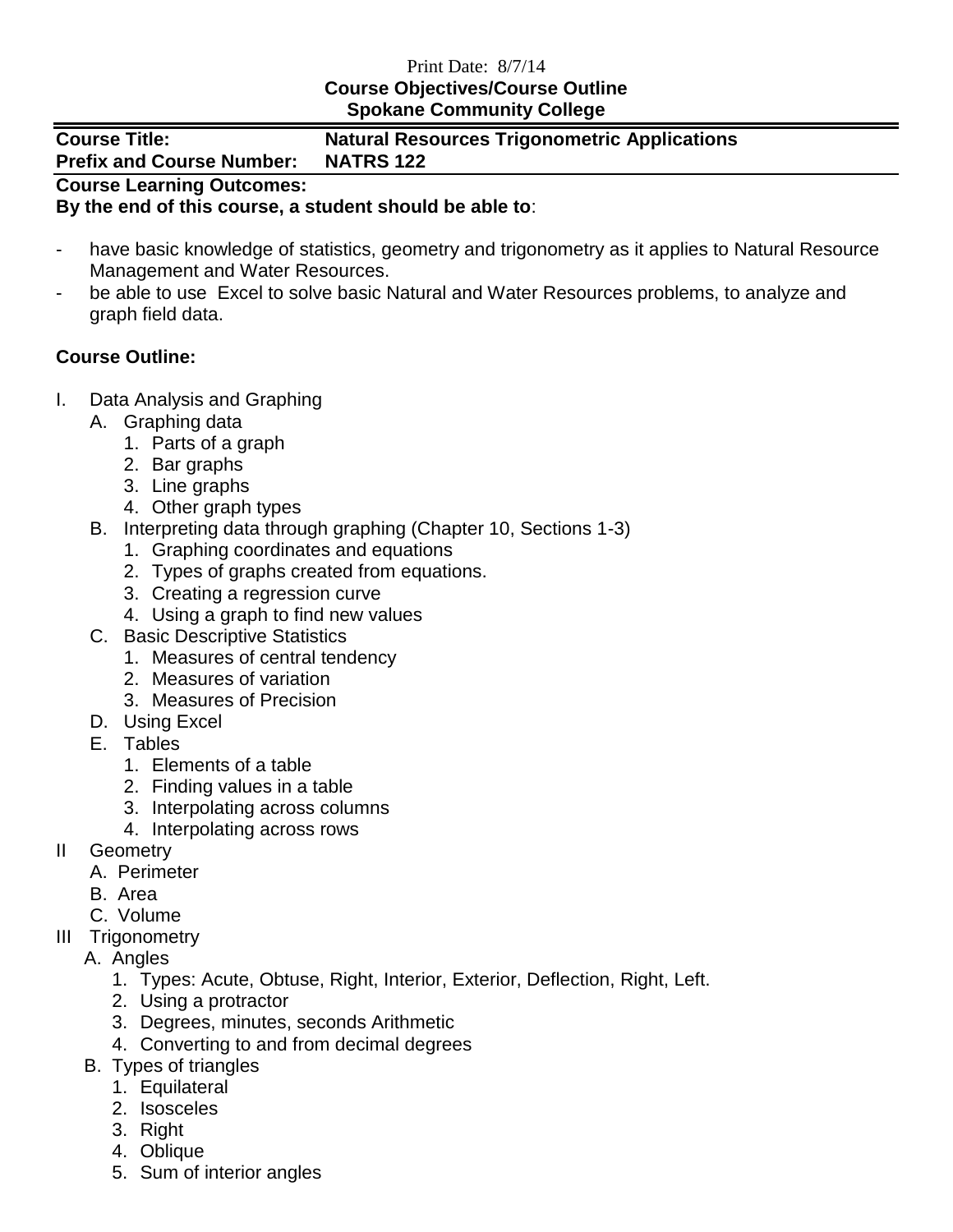Print Date: 8/7/14

**Course Objectives/Course Outline**
**Spokane Community College**

| **Course Title:** | **Natural Resources Trigonometric Applications** |
|---|---|
| **Prefix and Course Number:** | **NATRS 122** |

**Course Learning Outcomes:**
**By the end of this course, a student should be able to**:

- have basic knowledge of statistics, geometry and trigonometry as it applies to Natural Resource Management and Water Resources.
- be able to use Excel to solve basic Natural and Water Resources problems, to analyze and graph field data.

**Course Outline:**

I. Data Analysis and Graphing
   A. Graphing data
      1. Parts of a graph
      2. Bar graphs
      3. Line graphs
      4. Other graph types
   B. Interpreting data through graphing (Chapter 10, Sections 1-3)
      1. Graphing coordinates and equations
      2. Types of graphs created from equations.
      3. Creating a regression curve
      4. Using a graph to find new values
   C. Basic Descriptive Statistics
      1. Measures of central tendency
      2. Measures of variation
      3. Measures of Precision
   D. Using Excel
   E. Tables
      1. Elements of a table
      2. Finding values in a table
      3. Interpolating across columns
      4. Interpolating across rows

II Geometry
   A. Perimeter
   B. Area
   C. Volume

III Trigonometry
   A. Angles
      1. Types: Acute, Obtuse, Right, Interior, Exterior, Deflection, Right, Left.
      2. Using a protractor
      3. Degrees, minutes, seconds Arithmetic
      4. Converting to and from decimal degrees
   B. Types of triangles
      1. Equilateral
      2. Isosceles
      3. Right
      4. Oblique
      5. Sum of interior angles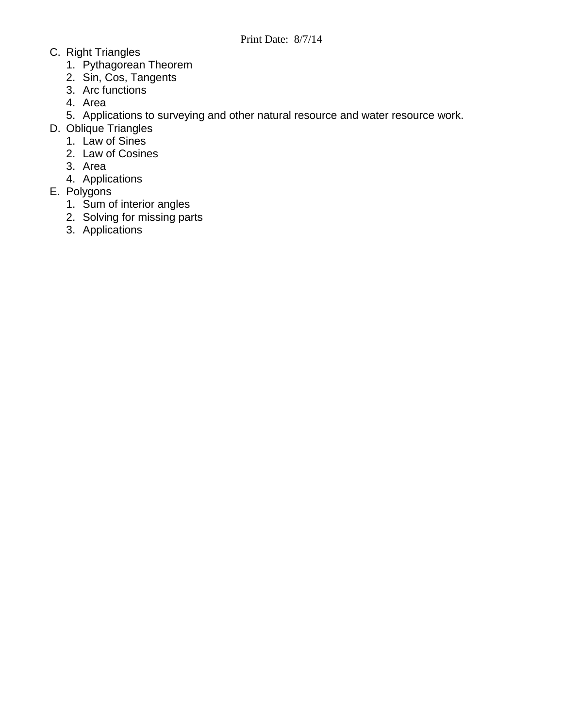C. Right Triangles
   1. Pythagorean Theorem
   2. Sin, Cos, Tangents
   3. Arc functions
   4. Area
   5. Applications to surveying and other natural resource and water resource work.

D. Oblique Triangles
   1. Law of Sines
   2. Law of Cosines
   3. Area
   4. Applications

E. Polygons
   1. Sum of interior angles
   2. Solving for missing parts
   3. Applications